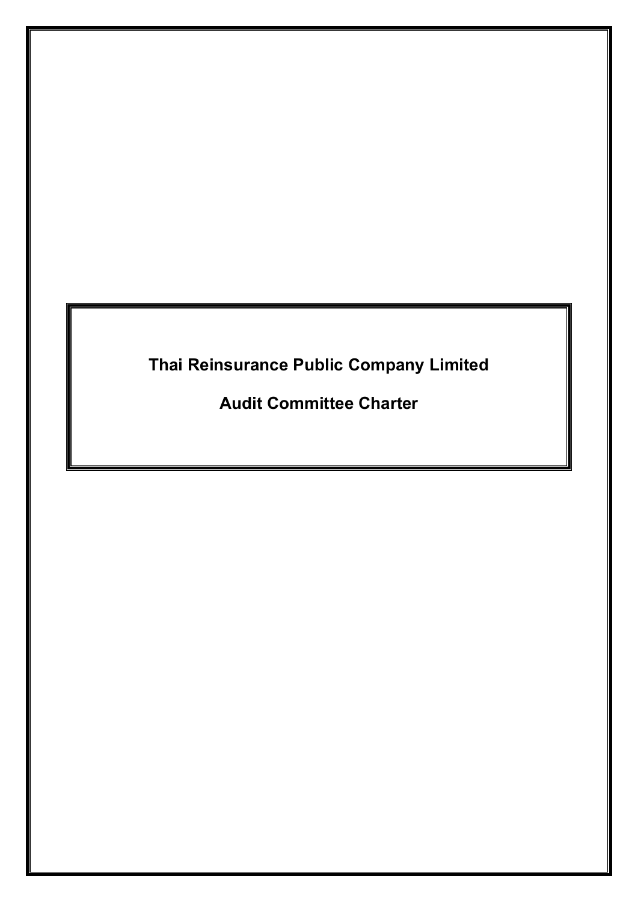# Thai Reinsurance Public Company Limited

## Audit Committee Charter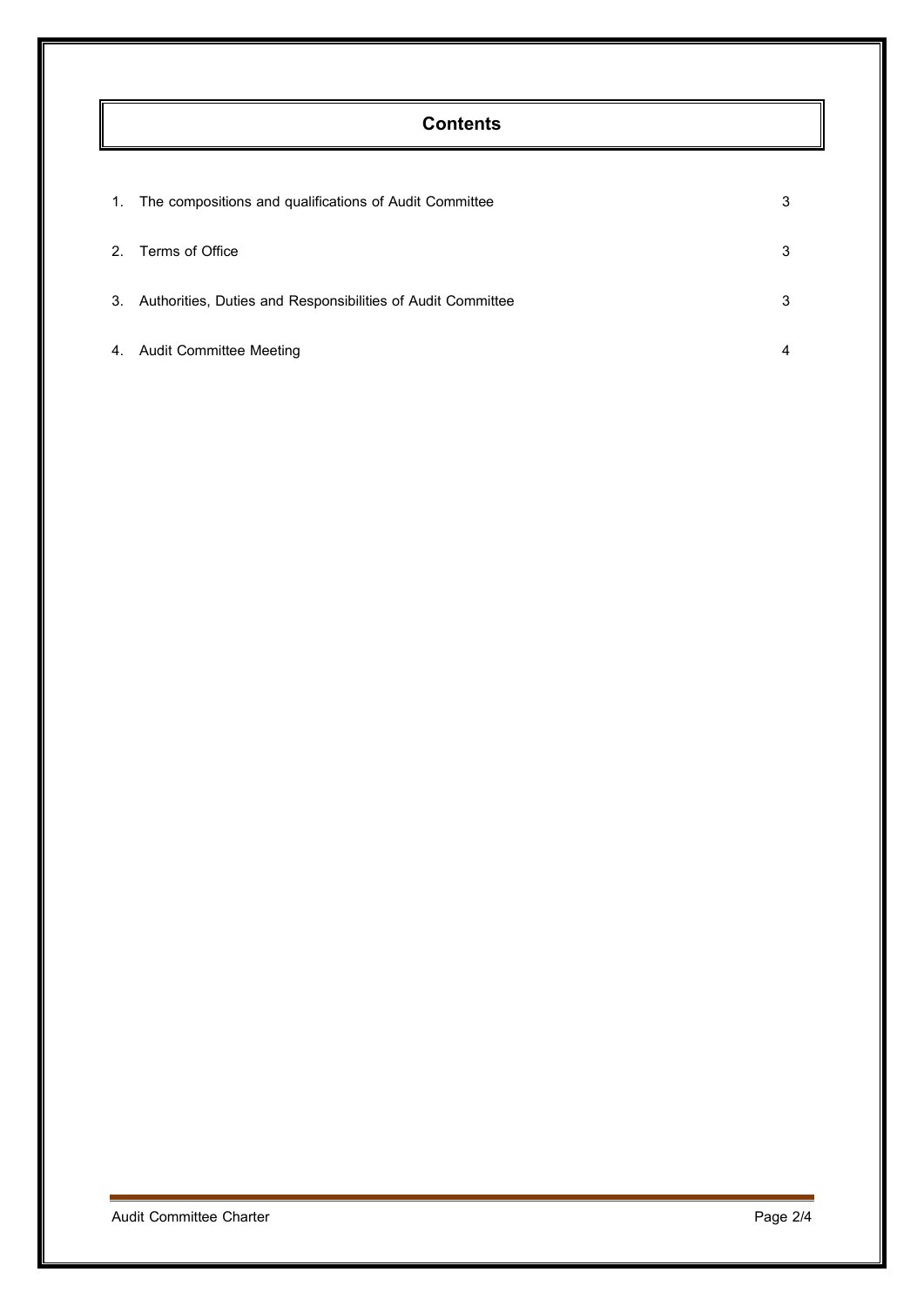# Contents

| | | |
|---|---|---|
| 1. | The compositions and qualifications of Audit Committee | 3 |
| 2. | Terms of Office | 3 |
| 3. | Authorities, Duties and Responsibilities of Audit Committee | 3 |
| 4. | Audit Committee Meeting | 4 |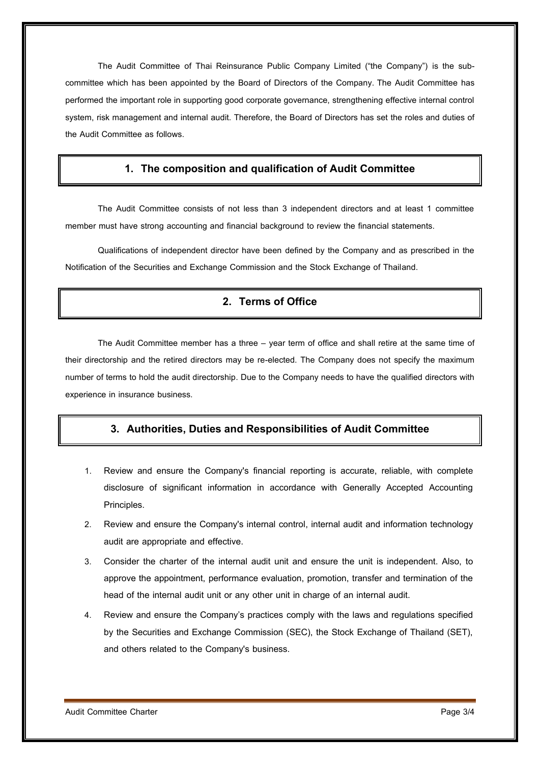The Audit Committee of Thai Reinsurance Public Company Limited ("the Company") is the sub-committee which has been appointed by the Board of Directors of the Company. The Audit Committee has performed the important role in supporting good corporate governance, strengthening effective internal control system, risk management and internal audit. Therefore, the Board of Directors has set the roles and duties of the Audit Committee as follows.

## 1. The composition and qualification of Audit Committee

The Audit Committee consists of not less than 3 independent directors and at least 1 committee member must have strong accounting and financial background to review the financial statements.

Qualifications of independent director have been defined by the Company and as prescribed in the Notification of the Securities and Exchange Commission and the Stock Exchange of Thailand.

## 2. Terms of Office

The Audit Committee member has a three – year term of office and shall retire at the same time of their directorship and the retired directors may be re-elected. The Company does not specify the maximum number of terms to hold the audit directorship. Due to the Company needs to have the qualified directors with experience in insurance business.

## 3. Authorities, Duties and Responsibilities of Audit Committee

1. Review and ensure the Company's financial reporting is accurate, reliable, with complete disclosure of significant information in accordance with Generally Accepted Accounting Principles.
2. Review and ensure the Company's internal control, internal audit and information technology audit are appropriate and effective.
3. Consider the charter of the internal audit unit and ensure the unit is independent. Also, to approve the appointment, performance evaluation, promotion, transfer and termination of the head of the internal audit unit or any other unit in charge of an internal audit.
4. Review and ensure the Company's practices comply with the laws and regulations specified by the Securities and Exchange Commission (SEC), the Stock Exchange of Thailand (SET), and others related to the Company's business.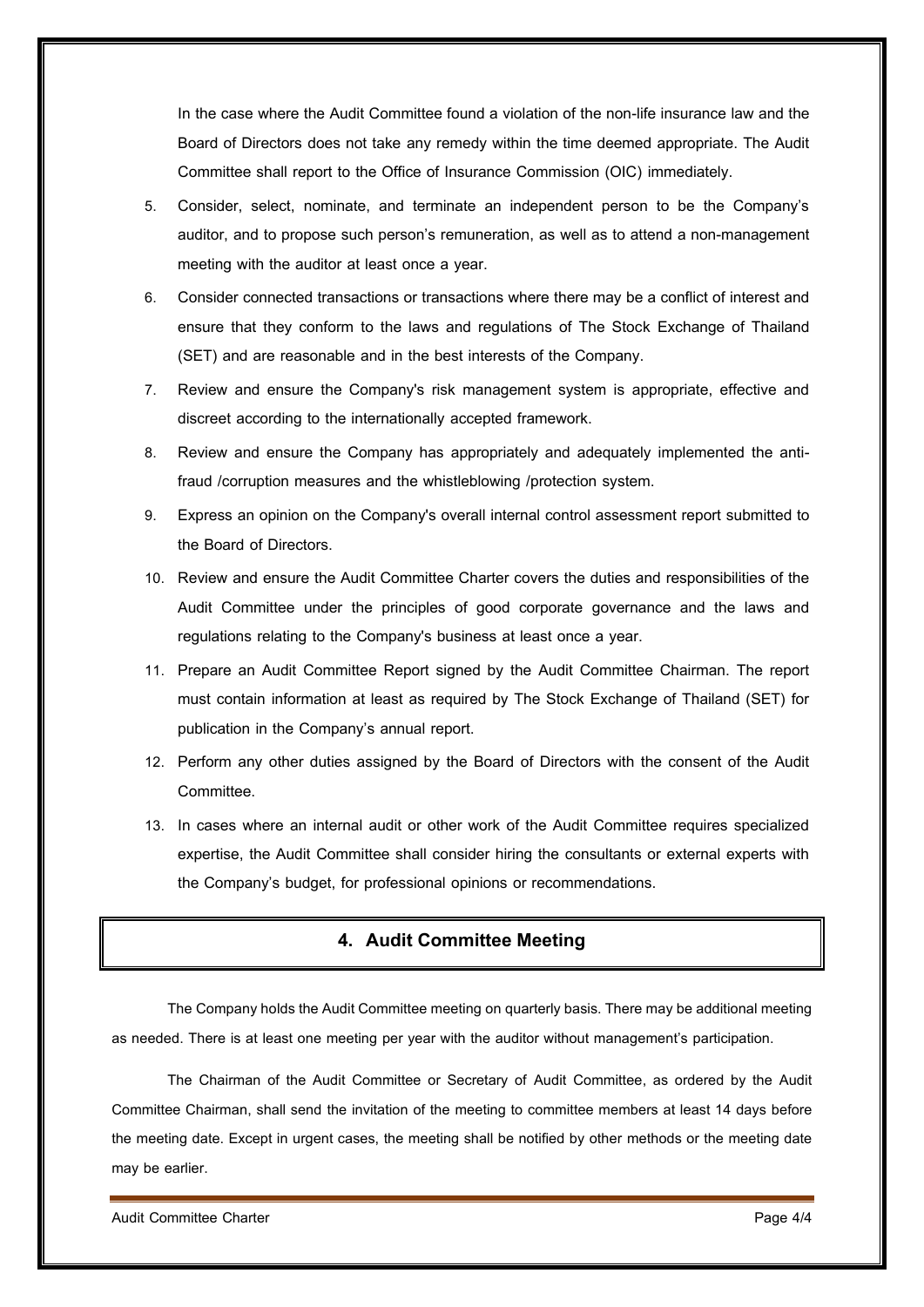In the case where the Audit Committee found a violation of the non-life insurance law and the Board of Directors does not take any remedy within the time deemed appropriate. The Audit Committee shall report to the Office of Insurance Commission (OIC) immediately.

5. Consider, select, nominate, and terminate an independent person to be the Company's auditor, and to propose such person's remuneration, as well as to attend a non-management meeting with the auditor at least once a year.
6. Consider connected transactions or transactions where there may be a conflict of interest and ensure that they conform to the laws and regulations of The Stock Exchange of Thailand (SET) and are reasonable and in the best interests of the Company.
7. Review and ensure the Company's risk management system is appropriate, effective and discreet according to the internationally accepted framework.
8. Review and ensure the Company has appropriately and adequately implemented the anti-fraud /corruption measures and the whistleblowing /protection system.
9. Express an opinion on the Company's overall internal control assessment report submitted to the Board of Directors.
10. Review and ensure the Audit Committee Charter covers the duties and responsibilities of the Audit Committee under the principles of good corporate governance and the laws and regulations relating to the Company's business at least once a year.
11. Prepare an Audit Committee Report signed by the Audit Committee Chairman. The report must contain information at least as required by The Stock Exchange of Thailand (SET) for publication in the Company's annual report.
12. Perform any other duties assigned by the Board of Directors with the consent of the Audit Committee.
13. In cases where an internal audit or other work of the Audit Committee requires specialized expertise, the Audit Committee shall consider hiring the consultants or external experts with the Company's budget, for professional opinions or recommendations.

## 4. Audit Committee Meeting

The Company holds the Audit Committee meeting on quarterly basis. There may be additional meeting as needed. There is at least one meeting per year with the auditor without management's participation.

The Chairman of the Audit Committee or Secretary of Audit Committee, as ordered by the Audit Committee Chairman, shall send the invitation of the meeting to committee members at least 14 days before the meeting date. Except in urgent cases, the meeting shall be notified by other methods or the meeting date may be earlier.